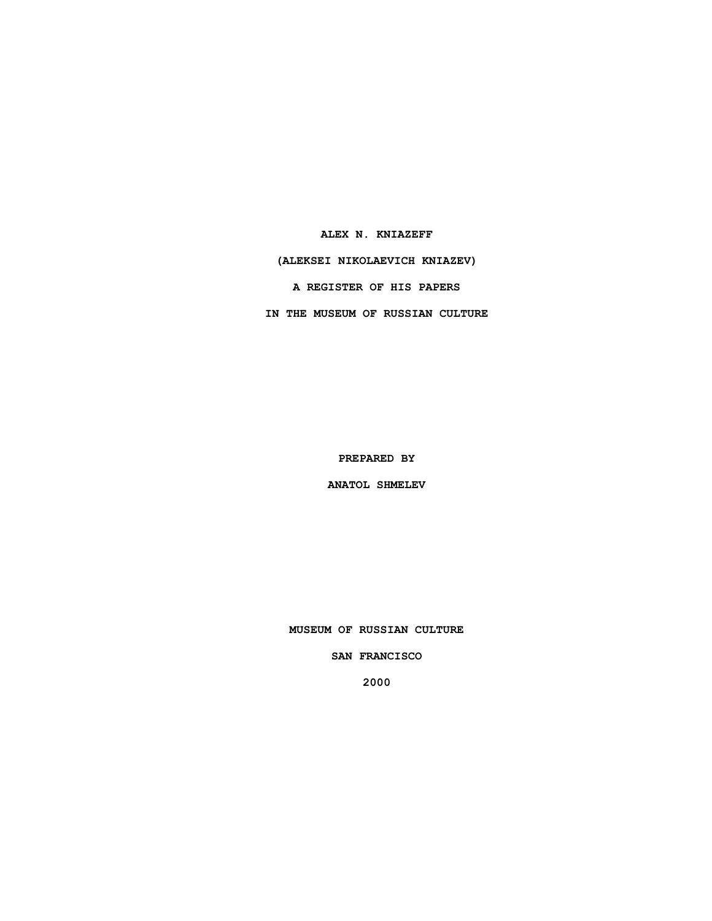# ALEX N. KNIAZEFF

# (ALEKSEI NIKOLAEVICH KNIAZEV)

# A REGISTER OF HIS PAPERS

# IN THE MUSEUM OF RUSSIAN CULTURE

**PREPARED BY**

**ANATOL SHMELEV**

**MUSEUM OF RUSSIAN CULTURE**

**SAN FRANCISCO**

**2000**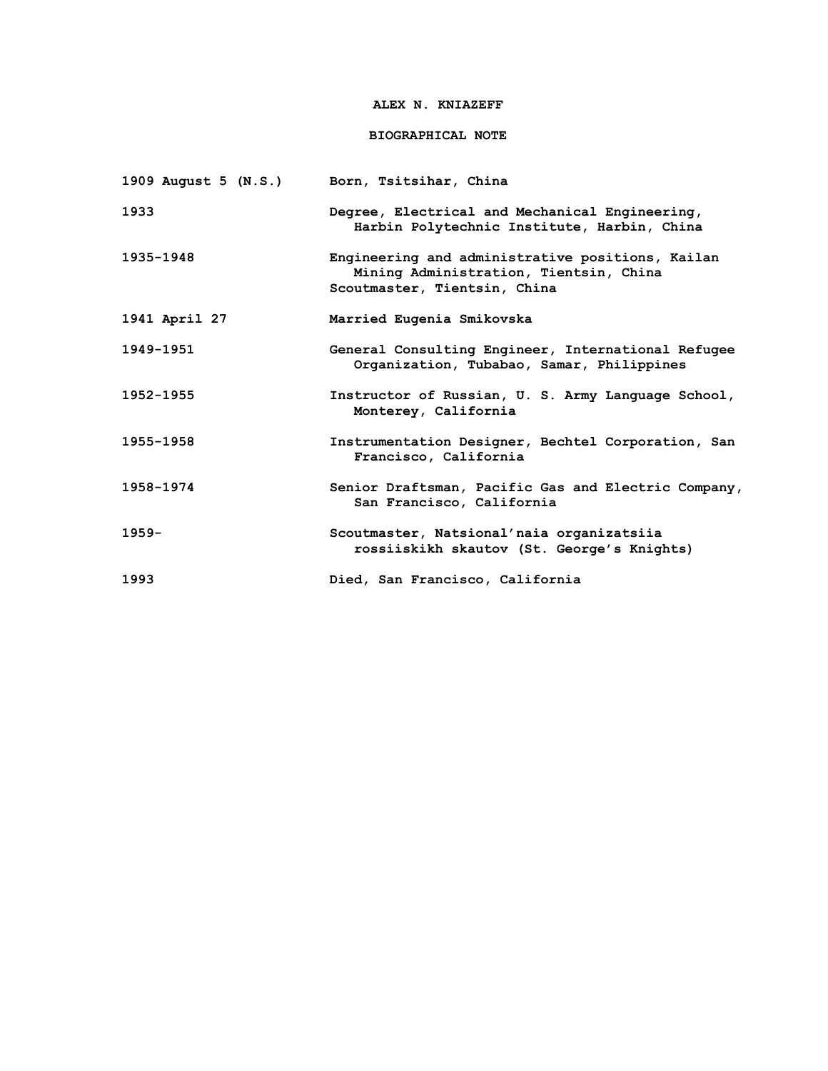# ALEX N. KNIAZEFF

## BIOGRAPHICAL NOTE

| | |
|---|---|
| 1909 August 5 (N.S.) | Born, Tsitsihar, China |
| 1933 | Degree, Electrical and Mechanical Engineering, Harbin Polytechnic Institute, Harbin, China |
| 1935-1948 | Engineering and administrative positions, Kailan Mining Administration, Tientsin, China<br>Scoutmaster, Tientsin, China |
| 1941 April 27 | Married Eugenia Smikovska |
| 1949-1951 | General Consulting Engineer, International Refugee Organization, Tubabao, Samar, Philippines |
| 1952-1955 | Instructor of Russian, U. S. Army Language School, Monterey, California |
| 1955-1958 | Instrumentation Designer, Bechtel Corporation, San Francisco, California |
| 1958-1974 | Senior Draftsman, Pacific Gas and Electric Company, San Francisco, California |
| 1959- | Scoutmaster, Natsional'naia organizatsiia rossiiskikh skautov (St. George's Knights) |
| 1993 | Died, San Francisco, California |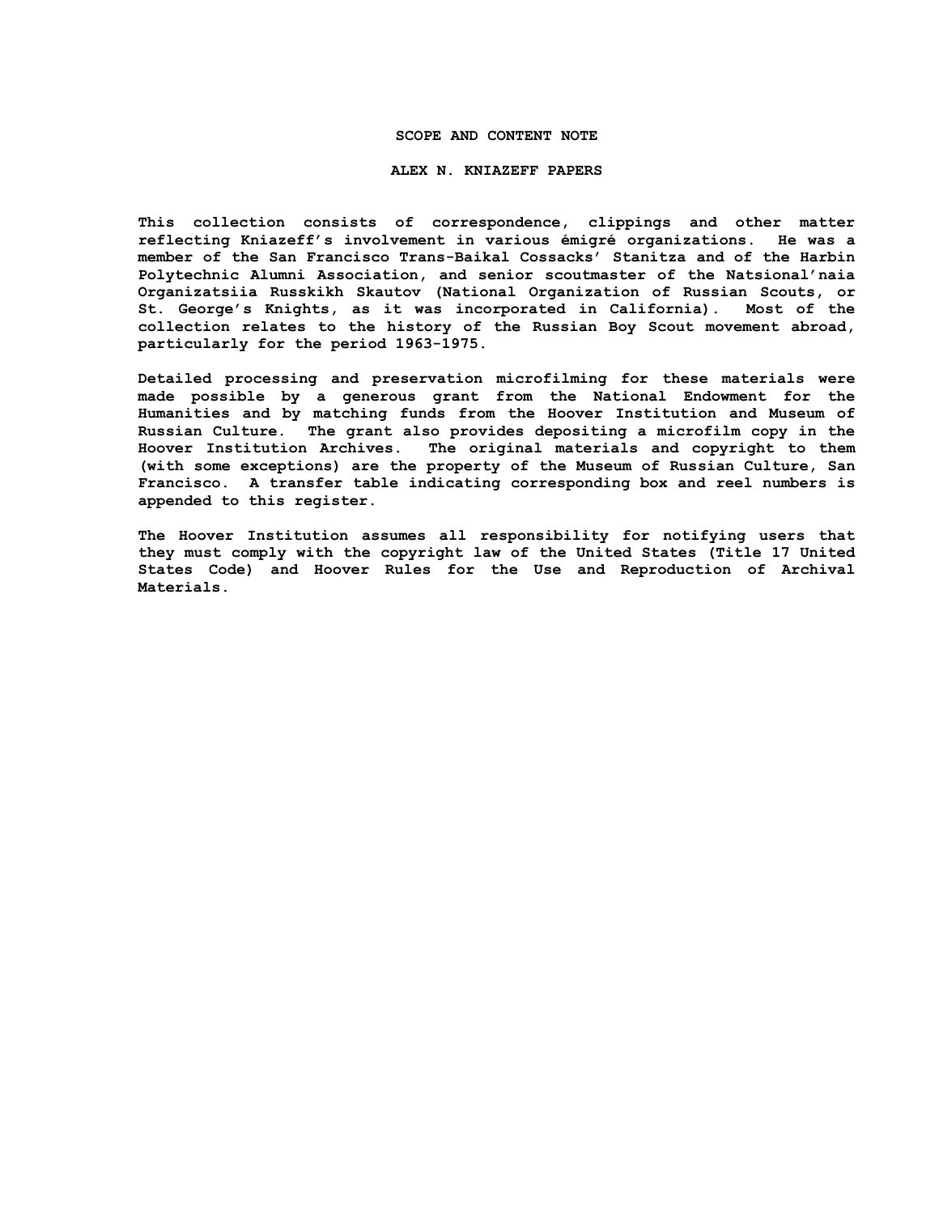## SCOPE AND CONTENT NOTE

## ALEX N. KNIAZEFF PAPERS

This collection consists of correspondence, clippings and other matter reflecting Kniazeff's involvement in various émigré organizations. He was a member of the San Francisco Trans-Baikal Cossacks' Stanitza and of the Harbin Polytechnic Alumni Association, and senior scoutmaster of the Natsional'naia Organizatsiia Russkikh Skautov (National Organization of Russian Scouts, or St. George's Knights, as it was incorporated in California). Most of the collection relates to the history of the Russian Boy Scout movement abroad, particularly for the period 1963-1975.

Detailed processing and preservation microfilming for these materials were made possible by a generous grant from the National Endowment for the Humanities and by matching funds from the Hoover Institution and Museum of Russian Culture. The grant also provides depositing a microfilm copy in the Hoover Institution Archives. The original materials and copyright to them (with some exceptions) are the property of the Museum of Russian Culture, San Francisco. A transfer table indicating corresponding box and reel numbers is appended to this register.

The Hoover Institution assumes all responsibility for notifying users that they must comply with the copyright law of the United States (Title 17 United States Code) and Hoover Rules for the Use and Reproduction of Archival Materials.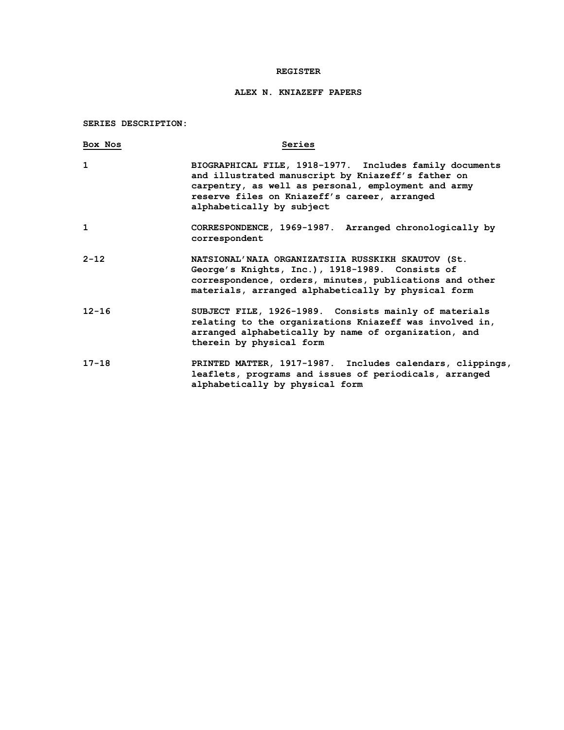# REGISTER

## ALEX N. KNIAZEFF PAPERS

**SERIES DESCRIPTION:**

| Box Nos | Series |
|---|---|
| 1 | BIOGRAPHICAL FILE, 1918-1977. Includes family documents and illustrated manuscript by Kniazeff's father on carpentry, as well as personal, employment and army reserve files on Kniazeff's career, arranged alphabetically by subject |
| 1 | CORRESPONDENCE, 1969-1987. Arranged chronologically by correspondent |
| 2-12 | NATSIONAL'NAIA ORGANIZATSIIA RUSSKIKH SKAUTOV (St. George's Knights, Inc.), 1918-1989. Consists of correspondence, orders, minutes, publications and other materials, arranged alphabetically by physical form |
| 12-16 | SUBJECT FILE, 1926-1989. Consists mainly of materials relating to the organizations Kniazeff was involved in, arranged alphabetically by name of organization, and therein by physical form |
| 17-18 | PRINTED MATTER, 1917-1987. Includes calendars, clippings, leaflets, programs and issues of periodicals, arranged alphabetically by physical form |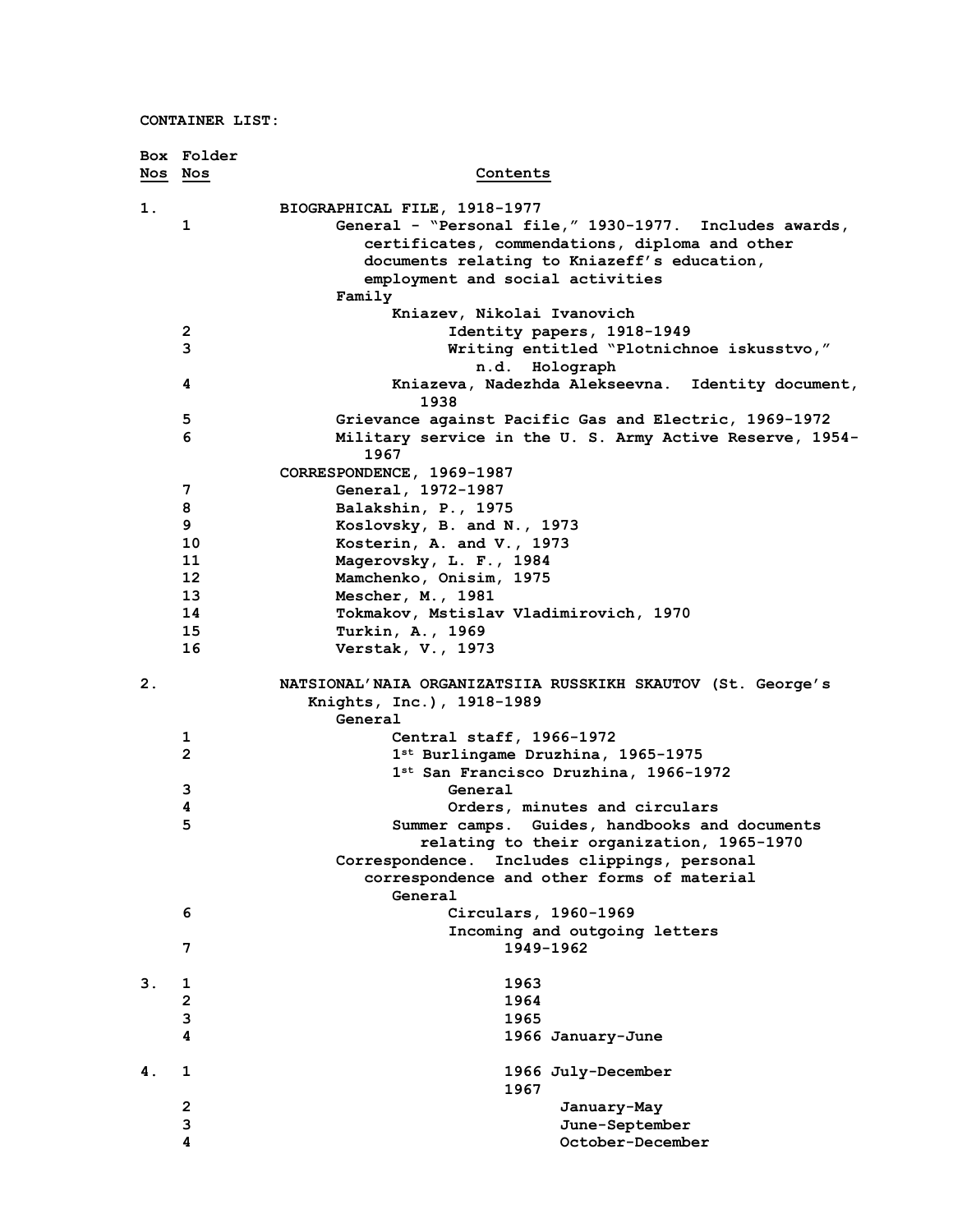**CONTAINER LIST:**

| Box Nos | Folder Nos | Contents |
|---|---|---|
| 1. | | BIOGRAPHICAL FILE, 1918-1977 |
| | 1 | General - "Personal file," 1930-1977. Includes awards, certificates, commendations, diploma and other documents relating to Kniazeff's education, employment and social activities |
| | | Family |
| | | Kniazev, Nikolai Ivanovich |
| | 2 | Identity papers, 1918-1949 |
| | 3 | Writing entitled "Plotnichnoe iskusstvo," n.d. Holograph |
| | 4 | Kniazeva, Nadezhda Alekseevna. Identity document, 1938 |
| | 5 | Grievance against Pacific Gas and Electric, 1969-1972 |
| | 6 | Military service in the U. S. Army Active Reserve, 1954-1967 |
| | | CORRESPONDENCE, 1969-1987 |
| | 7 | General, 1972-1987 |
| | 8 | Balakshin, P., 1975 |
| | 9 | Koslovsky, B. and N., 1973 |
| | 10 | Kosterin, A. and V., 1973 |
| | 11 | Magerovsky, L. F., 1984 |
| | 12 | Mamchenko, Onisim, 1975 |
| | 13 | Mescher, M., 1981 |
| | 14 | Tokmakov, Mstislav Vladimirovich, 1970 |
| | 15 | Turkin, A., 1969 |
| | 16 | Verstak, V., 1973 |
| 2. | | NATSIONAL'NAIA ORGANIZATSIIA RUSSKIKH SKAUTOV (St. George's Knights, Inc.), 1918-1989 |
| | | General |
| | 1 | Central staff, 1966-1972 |
| | 2 | 1st Burlingame Druzhina, 1965-1975 |
| | | 1st San Francisco Druzhina, 1966-1972 |
| | 3 | General |
| | 4 | Orders, minutes and circulars |
| | 5 | Summer camps. Guides, handbooks and documents relating to their organization, 1965-1970 |
| | | Correspondence. Includes clippings, personal correspondence and other forms of material |
| | | General |
| | 6 | Circulars, 1960-1969 |
| | | Incoming and outgoing letters |
| | 7 | 1949-1962 |
| 3. | 1 | 1963 |
| | 2 | 1964 |
| | 3 | 1965 |
| | 4 | 1966 January-June |
| 4. | 1 | 1966 July-December |
| | | 1967 |
| | 2 | January-May |
| | 3 | June-September |
| | 4 | October-December |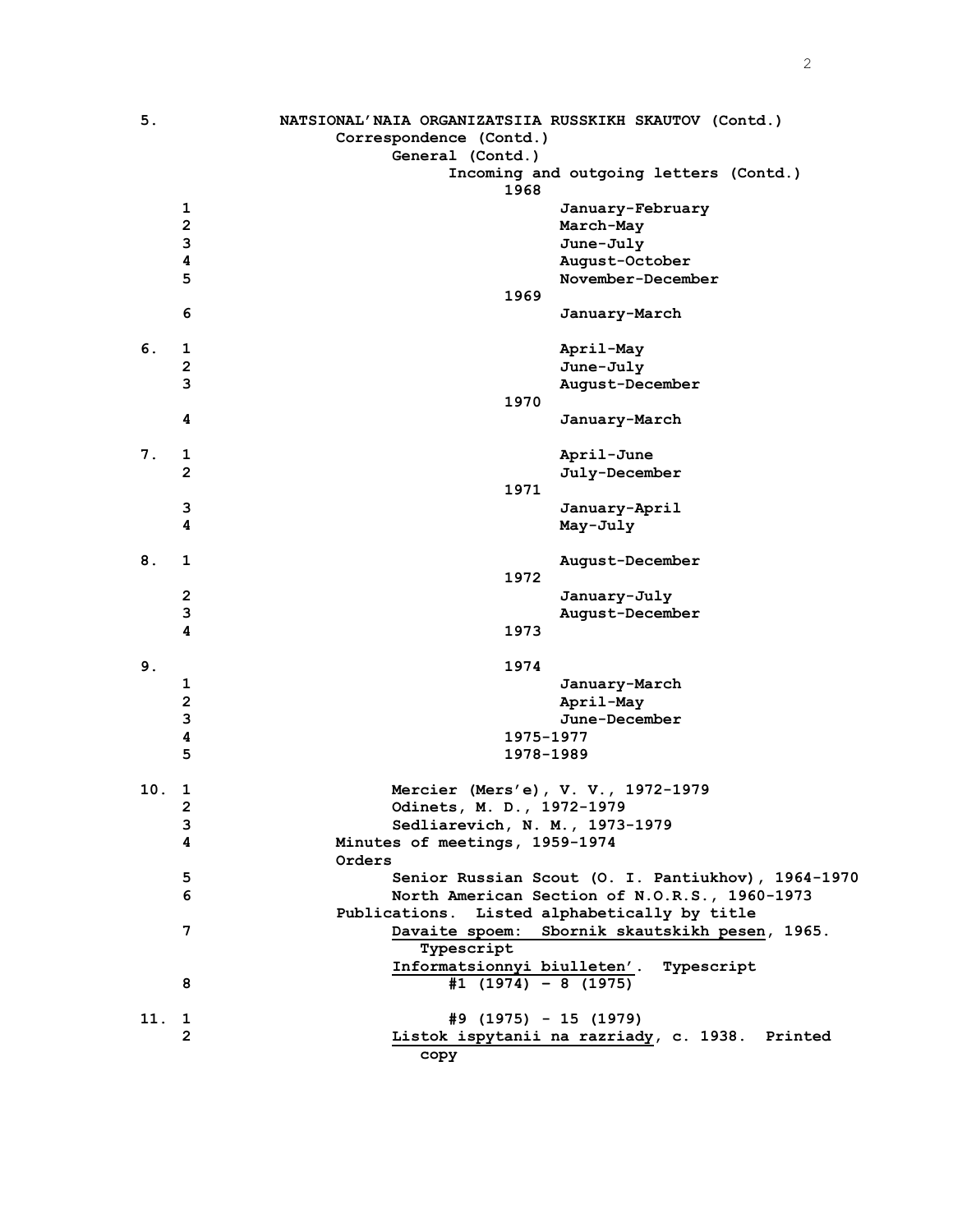**5. NATSIONAL'NAIA ORGANIZATSIIA RUSSKIKH SKAUTOV (Contd.)**

**Correspondence (Contd.)**

**General (Contd.)**

**Incoming and outgoing letters (Contd.)**

| Box | Folder | Contents |
|---|---|---|
| | | **1968** |
| | 1 | **January-February** |
| | 2 | **March-May** |
| | 3 | **June-July** |
| | 4 | **August-October** |
| | 5 | **November-December** |
| | | **1969** |
| | 6 | **January-March** |
| **6.** | 1 | **April-May** |
| | 2 | **June-July** |
| | 3 | **August-December** |
| | | **1970** |
| | 4 | **January-March** |
| **7.** | 1 | **April-June** |
| | 2 | **July-December** |
| | | **1971** |
| | 3 | **January-April** |
| | 4 | **May-July** |
| **8.** | 1 | **August-December** |
| | | **1972** |
| | 2 | **January-July** |
| | 3 | **August-December** |
| | 4 | **1973** |
| **9.** | | **1974** |
| | 1 | **January-March** |
| | 2 | **April-May** |
| | 3 | **June-December** |
| | 4 | **1975-1977** |
| | 5 | **1978-1989** |
| **10.** | 1 | **Mercier (Mers'e), V. V., 1972-1979** |
| | 2 | **Odinets, M. D., 1972-1979** |
| | 3 | **Sedliarevich, N. M., 1973-1979** |
| | 4 | **Minutes of meetings, 1959-1974** |
| | | **Orders** |
| | 5 | **Senior Russian Scout (O. I. Pantiukhov), 1964-1970** |
| | 6 | **North American Section of N.O.R.S., 1960-1973** |
| | | **Publications. Listed alphabetically by title** |
| | 7 | **Davaite spoem: Sbornik skautskikh pesen, 1965. Typescript** |
| | | **Informatsionnyi biulleten'. Typescript** |
| | 8 | **#1 (1974) - 8 (1975)** |
| **11.** | 1 | **#9 (1975) - 15 (1979)** |
| | 2 | **Listok ispytanii na razriady, c. 1938. Printed copy** |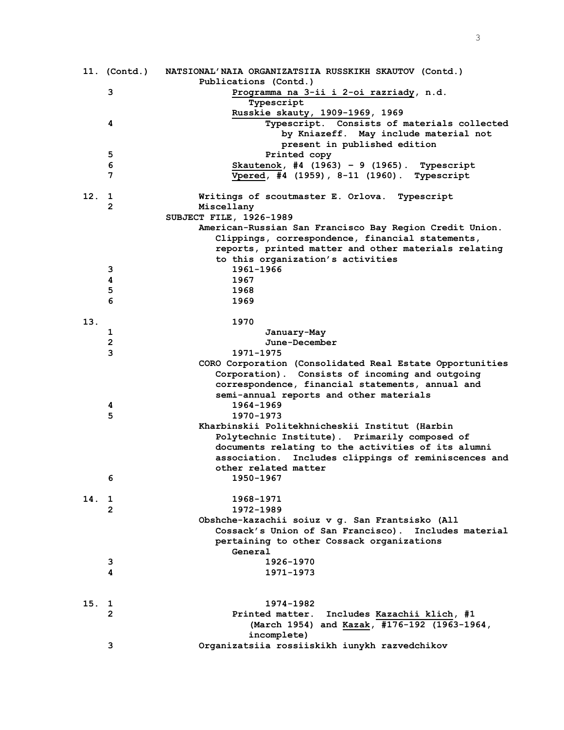**11. (Contd.) NATSIONAL'NAIA ORGANIZATSIIA RUSSKIKH SKAUTOV (Contd.)**

**Publications (Contd.)**

| Box | Folder | Description |
|---|---|---|
| 11 | 3 | Programma na 3-ii i 2-oi razriady, n.d. Typescript |
| | | Russkie skauty, 1909-1969, 1969 |
| | 4 | Typescript. Consists of materials collected by Kniazeff. May include material not present in published edition |
| | 5 | Printed copy |
| | 6 | Skautenok, #4 (1963) - 9 (1965). Typescript |
| | 7 | Vpered, #4 (1959), 8-11 (1960). Typescript |
| 12 | 1 | Writings of scoutmaster E. Orlova. Typescript |
| | 2 | Miscellany |
| | | **SUBJECT FILE, 1926-1989** |
| | | American-Russian San Francisco Bay Region Credit Union. Clippings, correspondence, financial statements, reports, printed matter and other materials relating to this organization's activities |
| | 3 | 1961-1966 |
| | 4 | 1967 |
| | 5 | 1968 |
| | 6 | 1969 |
| 13 | | 1970 |
| | 1 | January-May |
| | 2 | June-December |
| | 3 | 1971-1975 |
| | | CORO Corporation (Consolidated Real Estate Opportunities Corporation). Consists of incoming and outgoing correspondence, financial statements, annual and semi-annual reports and other materials |
| | 4 | 1964-1969 |
| | 5 | 1970-1973 |
| | | Kharbinskii Politekhnicheskii Institut (Harbin Polytechnic Institute). Primarily composed of documents relating to the activities of its alumni association. Includes clippings of reminiscences and other related matter |
| | 6 | 1950-1967 |
| 14 | 1 | 1968-1971 |
| | 2 | 1972-1989 |
| | | Obshche-kazachii soiuz v g. San Frantsisko (All Cossack's Union of San Francisco). Includes material pertaining to other Cossack organizations |
| | | General |
| | 3 | 1926-1970 |
| | 4 | 1971-1973 |
| 15 | 1 | 1974-1982 |
| | 2 | Printed matter. Includes Kazachii klich, #1 (March 1954) and Kazak, #176-192 (1963-1964, incomplete) |
| | 3 | Organizatsiia rossiiskikh iunykh razvedchikov |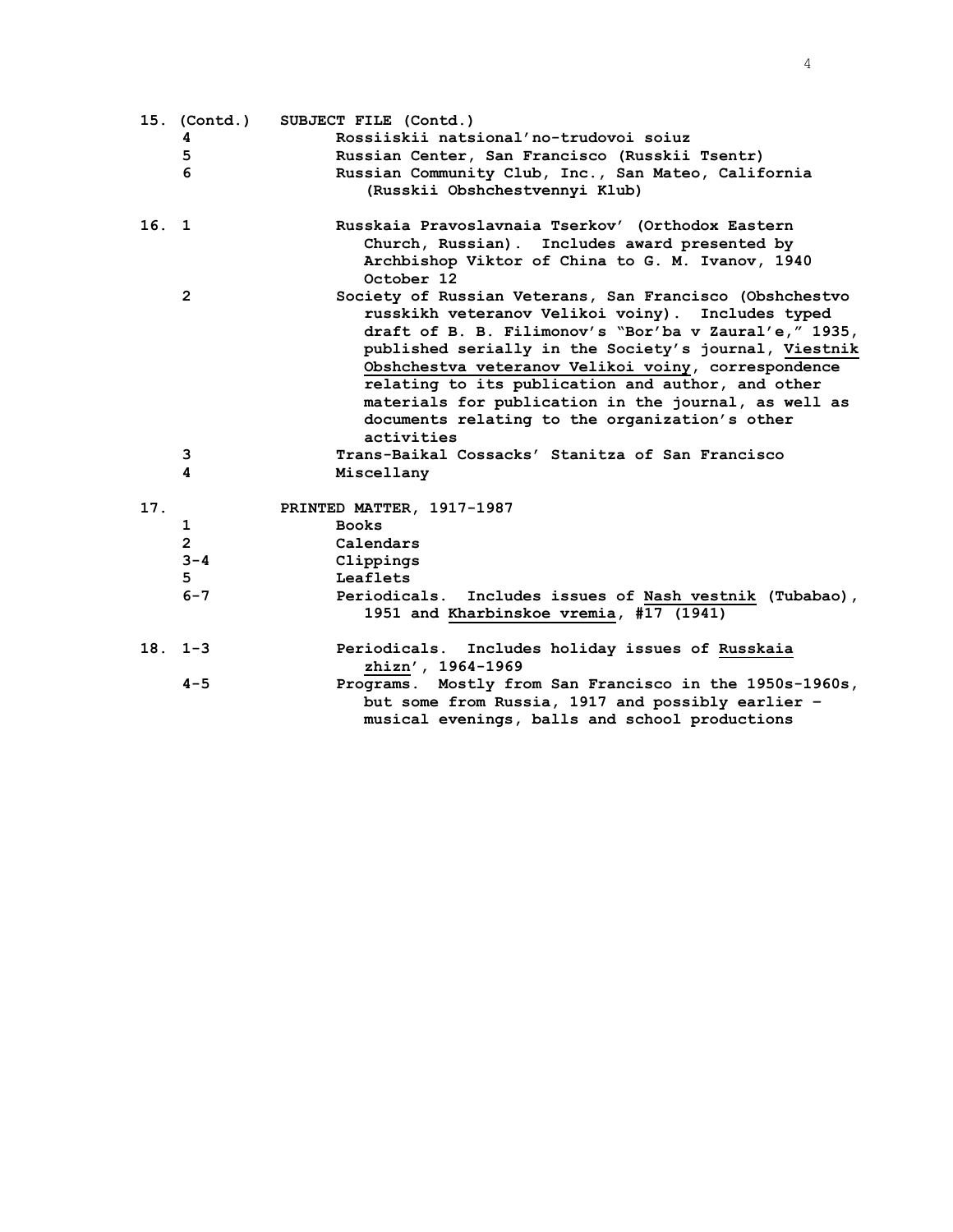**15. (Contd.) SUBJECT FILE (Contd.)**

| | | |
|---|---|---|
| | **4** | **Rossiiskii natsional'no-trudovoi soiuz** |
| | **5** | **Russian Center, San Francisco (Russkii Tsentr)** |
| | **6** | **Russian Community Club, Inc., San Mateo, California (Russkii Obshchestvennyi Klub)** |
| **16.** | **1** | **Russkaia Pravoslavnaia Tserkov' (Orthodox Eastern Church, Russian). Includes award presented by Archbishop Viktor of China to G. M. Ivanov, 1940 October 12** |
| | **2** | **Society of Russian Veterans, San Francisco (Obshchestvo russkikh veteranov Velikoi voiny). Includes typed draft of B. B. Filimonov's "Bor'ba v Zaural'e," 1935, published serially in the Society's journal, <u>Viestnik Obshchestva veteranov Velikoi voiny</u>, correspondence relating to its publication and author, and other materials for publication in the journal, as well as documents relating to the organization's other activities** |
| | **3** | **Trans-Baikal Cossacks' Stanitza of San Francisco** |
| | **4** | **Miscellany** |
| **17.** | | **PRINTED MATTER, 1917-1987** |
| | **1** | **Books** |
| | **2** | **Calendars** |
| | **3-4** | **Clippings** |
| | **5** | **Leaflets** |
| | **6-7** | **Periodicals. Includes issues of <u>Nash vestnik</u> (Tubabao), 1951 and <u>Kharbinskoe vremia</u>, #17 (1941)** |
| **18.** | **1-3** | **Periodicals. Includes holiday issues of <u>Russkaia zhizn'</u>, 1964-1969** |
| | **4-5** | **Programs. Mostly from San Francisco in the 1950s-1960s, but some from Russia, 1917 and possibly earlier – musical evenings, balls and school productions** |